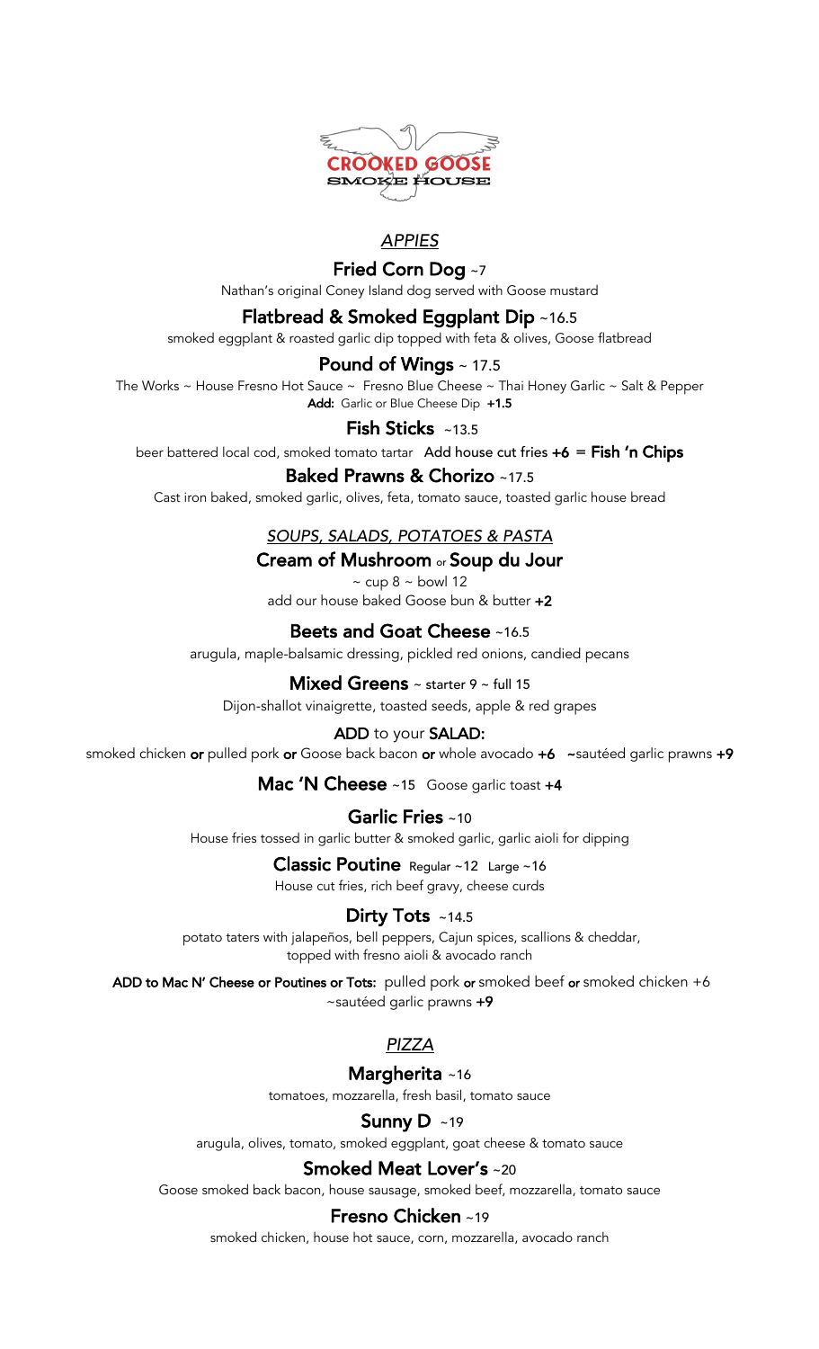# CROOKED GOOSE SMOKE HOUSE

## *APPIES*

### Fried Corn Dog ~7

Nathan's original Coney Island dog served with Goose mustard

### Flatbread & Smoked Eggplant Dip ~16.5

smoked eggplant & roasted garlic dip topped with feta & olives, Goose flatbread

### Pound of Wings ~ 17.5

The Works ~ House Fresno Hot Sauce ~ Fresno Blue Cheese ~ Thai Honey Garlic ~ Salt & Pepper

**Add:** Garlic or Blue Cheese Dip **+1.5**

### Fish Sticks ~13.5

beer battered local cod, smoked tomato tartar **Add house cut fries +6 = Fish 'n Chips**

### Baked Prawns & Chorizo ~17.5

Cast iron baked, smoked garlic, olives, feta, tomato sauce, toasted garlic house bread

## *SOUPS, SALADS, POTATOES & PASTA*

### Cream of Mushroom or Soup du Jour

~ cup 8 ~ bowl 12

add our house baked Goose bun & butter **+2**

### Beets and Goat Cheese ~16.5

arugula, maple-balsamic dressing, pickled red onions, candied pecans

### Mixed Greens ~ starter 9 ~ full 15

Dijon-shallot vinaigrette, toasted seeds, apple & red grapes

**ADD** to your **SALAD:**

smoked chicken **or** pulled pork **or** Goose back bacon **or** whole avocado **+6** ~sautéed garlic prawns **+9**

### Mac 'N Cheese ~15 Goose garlic toast +4

### Garlic Fries ~10

House fries tossed in garlic butter & smoked garlic, garlic aioli for dipping

### Classic Poutine Regular ~12 Large ~16

House cut fries, rich beef gravy, cheese curds

### Dirty Tots ~14.5

potato taters with jalapeños, bell peppers, Cajun spices, scallions & cheddar, topped with fresno aioli & avocado ranch

**ADD to Mac N' Cheese or Poutines or Tots:** pulled pork **or** smoked beef **or** smoked chicken +6 ~sautéed garlic prawns **+9**

## *PIZZA*

### Margherita ~16

tomatoes, mozzarella, fresh basil, tomato sauce

### Sunny D ~19

arugula, olives, tomato, smoked eggplant, goat cheese & tomato sauce

### Smoked Meat Lover's ~20

Goose smoked back bacon, house sausage, smoked beef, mozzarella, tomato sauce

### Fresno Chicken ~19

smoked chicken, house hot sauce, corn, mozzarella, avocado ranch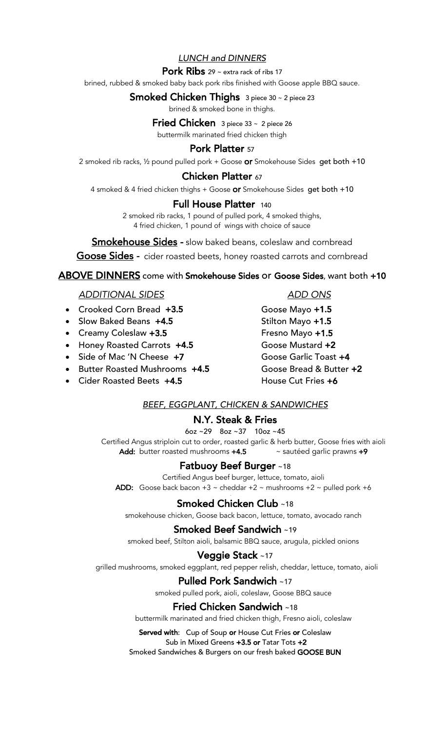## *LUNCH and DINNERS*

### Pork Ribs 29 ~ extra rack of ribs 17

brined, rubbed & smoked baby back pork ribs finished with Goose apple BBQ sauce.

### Smoked Chicken Thighs 3 piece 30 ~ 2 piece 23

brined & smoked bone in thighs.

### Fried Chicken 3 piece 33 ~ 2 piece 26

buttermilk marinated fried chicken thigh

### Pork Platter 57

2 smoked rib racks, ½ pound pulled pork + Goose **or** Smokehouse Sides **get both +10**

### Chicken Platter 67

4 smoked & 4 fried chicken thighs + Goose **or** Smokehouse Sides **get both +10**

### Full House Platter 140

2 smoked rib racks, 1 pound of pulled pork, 4 smoked thighs,
4 fried chicken, 1 pound of wings with choice of sauce

**Smokehouse Sides** - slow baked beans, coleslaw and cornbread

**Goose Sides** - cider roasted beets, honey roasted carrots and cornbread

**ABOVE DINNERS** come with **Smokehouse Sides** or **Goose Sides**, want both **+10**

### *ADDITIONAL SIDES*

- Crooked Corn Bread **+3.5**
- Slow Baked Beans **+4.5**
- Creamy Coleslaw **+3.5**
- Honey Roasted Carrots **+4.5**
- Side of Mac 'N Cheese **+7**
- Butter Roasted Mushrooms **+4.5**
- Cider Roasted Beets **+4.5**

### *ADD ONS*

Goose Mayo **+1.5**
Stilton Mayo **+1.5**
Fresno Mayo **+1.5**
Goose Mustard **+2**
Goose Garlic Toast **+4**
Goose Bread & Butter **+2**
House Cut Fries **+6**

## *BEEF, EGGPLANT, CHICKEN & SANDWICHES*

### N.Y. Steak & Fries

6oz ~29 8oz ~37 10oz ~45

Certified Angus striploin cut to order, roasted garlic & herb butter, Goose fries with aioli
**Add:** butter roasted mushrooms **+4.5** ~ sautéed garlic prawns **+9**

### Fatbuoy Beef Burger ~18

Certified Angus beef burger, lettuce, tomato, aioli
**ADD:** Goose back bacon +3 ~ cheddar +2 ~ mushrooms +2 ~ pulled pork +6

### Smoked Chicken Club ~18

smokehouse chicken, Goose back bacon, lettuce, tomato, avocado ranch

### Smoked Beef Sandwich ~19

smoked beef, Stilton aioli, balsamic BBQ sauce, arugula, pickled onions

### Veggie Stack ~17

grilled mushrooms, smoked eggplant, red pepper relish, cheddar, lettuce, tomato, aioli

### Pulled Pork Sandwich ~17

smoked pulled pork, aioli, coleslaw, Goose BBQ sauce

### Fried Chicken Sandwich ~18

buttermilk marinated and fried chicken thigh, Fresno aioli, coleslaw

**Served with**: Cup of Soup **or** House Cut Fries **or** Coleslaw
Sub in Mixed Greens **+3.5 or** Tatar Tots **+2**
Smoked Sandwiches & Burgers on our fresh baked **GOOSE BUN**